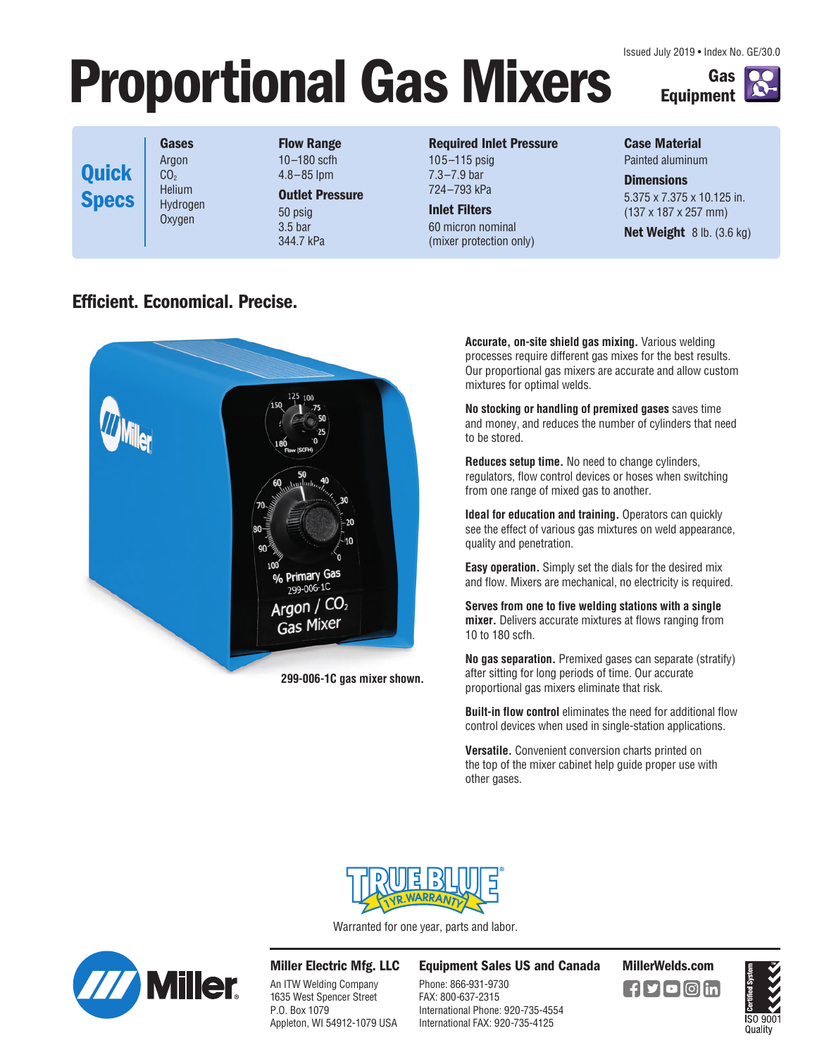Issued July 2019 • Index No. GE/30.0

# Proportional Gas Mixers

Gas Equipment

## Quick Specs

**Gases**
Argon
$CO_2$
Helium
Hydrogen
Oxygen

**Flow Range**
10–180 scfh
4.8–85 lpm

**Outlet Pressure**
50 psig
3.5 bar
344.7 kPa

**Required Inlet Pressure**
105–115 psig
7.3–7.9 bar
724–793 kPa

**Inlet Filters**
60 micron nominal
(mixer protection only)

**Case Material**
Painted aluminum

**Dimensions**
5.375 x 7.375 x 10.125 in.
(137 x 187 x 257 mm)

**Net Weight** 8 lb. (3.6 kg)

## Efficient. Economical. Precise.

299-006-1C gas mixer shown.

**Accurate, on-site shield gas mixing.** Various welding processes require different gas mixes for the best results. Our proportional gas mixers are accurate and allow custom mixtures for optimal welds.

**No stocking or handling of premixed gases** saves time and money, and reduces the number of cylinders that need to be stored.

**Reduces setup time.** No need to change cylinders, regulators, flow control devices or hoses when switching from one range of mixed gas to another.

**Ideal for education and training.** Operators can quickly see the effect of various gas mixtures on weld appearance, quality and penetration.

**Easy operation.** Simply set the dials for the desired mix and flow. Mixers are mechanical, no electricity is required.

**Serves from one to five welding stations with a single mixer.** Delivers accurate mixtures at flows ranging from 10 to 180 scfh.

**No gas separation.** Premixed gases can separate (stratify) after sitting for long periods of time. Our accurate proportional gas mixers eliminate that risk.

**Built-in flow control** eliminates the need for additional flow control devices when used in single-station applications.

**Versatile.** Convenient conversion charts printed on the top of the mixer cabinet help guide proper use with other gases.

TRUE BLUE® 1 YR. WARRANTY

Warranted for one year, parts and labor.

**Miller Electric Mfg. LLC**
An ITW Welding Company
1635 West Spencer Street
P.O. Box 1079
Appleton, WI 54912-1079 USA

**Equipment Sales US and Canada**
Phone: 866-931-9730
FAX: 800-637-2315
International Phone: 920-735-4554
International FAX: 920-735-4125

**MillerWelds.com**

Certified System ISO 9001 Quality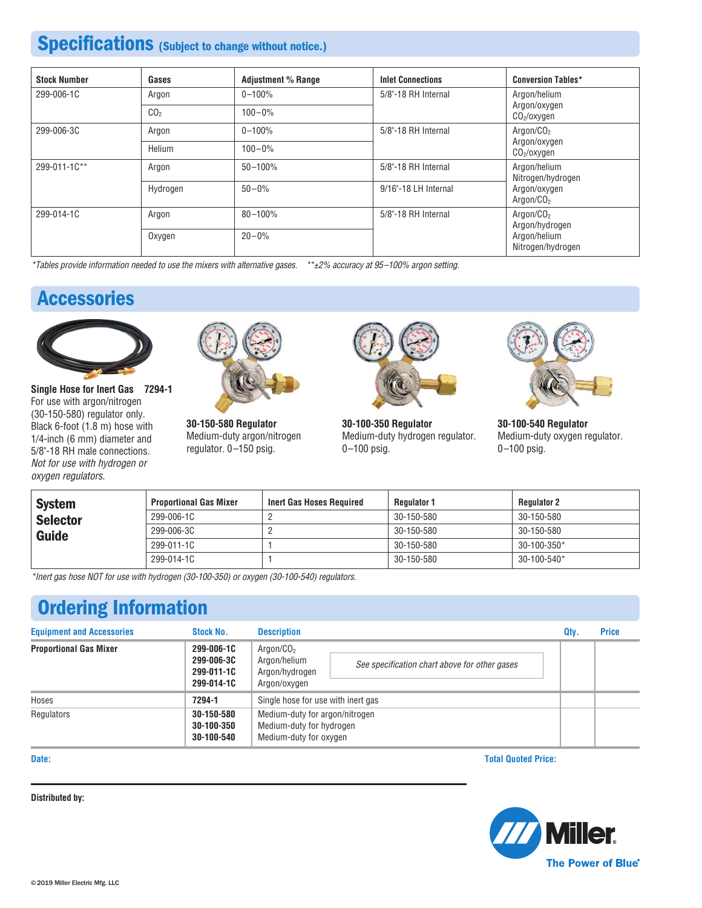## Specifications (Subject to change without notice.)

| Stock Number | Gases | Adjustment % Range | Inlet Connections | Conversion Tables* |
|---|---|---|---|---|
| 299-006-1C | Argon | 0–100% | 5/8"-18 RH Internal | Argon/helium<br>Argon/oxygen<br>$CO_2$/oxygen |
| | $CO_2$ | 100–0% | | |
| 299-006-3C | Argon | 0–100% | 5/8"-18 RH Internal | Argon/$CO_2$<br>Argon/oxygen<br>$CO_2$/oxygen |
| | Helium | 100–0% | | |
| 299-011-1C** | Argon | 50–100% | 5/8"-18 RH Internal | Argon/helium<br>Nitrogen/hydrogen<br>Argon/oxygen<br>Argon/$CO_2$ |
| | Hydrogen | 50–0% | 9/16"-18 LH Internal | |
| 299-014-1C | Argon | 80–100% | 5/8"-18 RH Internal | Argon/$CO_2$<br>Argon/hydrogen<br>Argon/helium<br>Nitrogen/hydrogen |
| | Oxygen | 20–0% | | |

*\*Tables provide information needed to use the mixers with alternative gases. \*\*±2% accuracy at 95–100% argon setting.*

## Accessories

**Single Hose for Inert Gas 7294-1**
For use with argon/nitrogen (30-150-580) regulator only. Black 6-foot (1.8 m) hose with 1/4-inch (6 mm) diameter and 5/8"-18 RH male connections. *Not for use with hydrogen or oxygen regulators.*

**30-150-580 Regulator**
Medium-duty argon/nitrogen regulator. 0–150 psig.

**30-100-350 Regulator**
Medium-duty hydrogen regulator. 0–100 psig.

**30-100-540 Regulator**
Medium-duty oxygen regulator. 0–100 psig.

**System Selector Guide**

| Proportional Gas Mixer | Inert Gas Hoses Required | Regulator 1 | Regulator 2 |
|---|---|---|---|
| 299-006-1C | 2 | 30-150-580 | 30-150-580 |
| 299-006-3C | 2 | 30-150-580 | 30-150-580 |
| 299-011-1C | 1 | 30-150-580 | 30-100-350* |
| 299-014-1C | 1 | 30-150-580 | 30-100-540* |

*\*Inert gas hose NOT for use with hydrogen (30-100-350) or oxygen (30-100-540) regulators.*

## Ordering Information

| Equipment and Accessories | Stock No. | Description | Qty. | Price |
|---|---|---|---|---|
| **Proportional Gas Mixer** | **299-006-1C**<br>**299-006-3C**<br>**299-011-1C**<br>**299-014-1C** | Argon/$CO_2$<br>Argon/helium<br>Argon/hydrogen<br>Argon/oxygen<br>*See specification chart above for other gases* | | |
| Hoses | **7294-1** | Single hose for use with inert gas | | |
| Regulators | **30-150-580**<br>**30-100-350**<br>**30-100-540** | Medium-duty for argon/nitrogen<br>Medium-duty for hydrogen<br>Medium-duty for oxygen | | |

**Date:** **Total Quoted Price:**

**Distributed by:**

Miller
The Power of Blue®

© 2019 Miller Electric Mfg. LLC